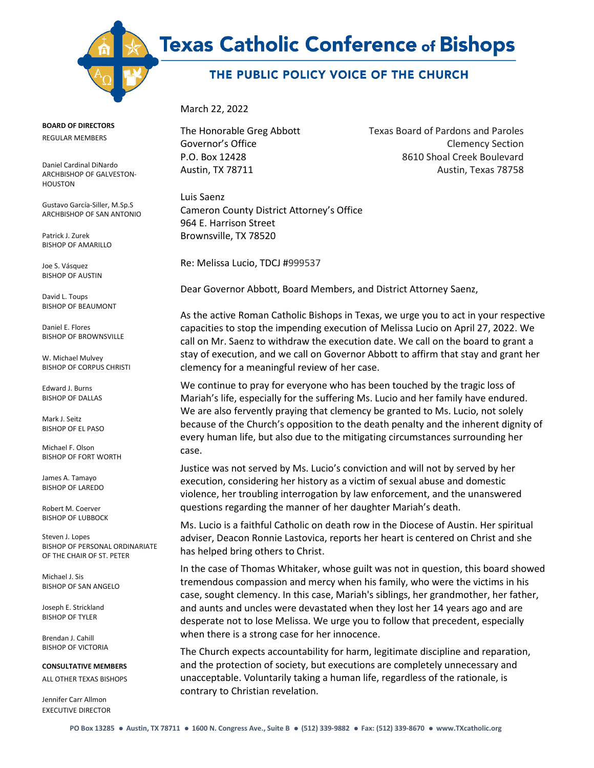# Texas Catholic Conference of Bishops

## THE PUBLIC POLICY VOICE OF THE CHURCH

**BOARD OF DIRECTORS**

REGULAR MEMBERS

Daniel Cardinal DiNardo
ARCHBISHOP OF GALVESTON-HOUSTON

Gustavo García-Siller, M.Sp.S
ARCHBISHOP OF SAN ANTONIO

Patrick J. Zurek
BISHOP OF AMARILLO

Joe S. Vásquez
BISHOP OF AUSTIN

David L. Toups
BISHOP OF BEAUMONT

Daniel E. Flores
BISHOP OF BROWNSVILLE

W. Michael Mulvey
BISHOP OF CORPUS CHRISTI

Edward J. Burns
BISHOP OF DALLAS

Mark J. Seitz
BISHOP OF EL PASO

Michael F. Olson
BISHOP OF FORT WORTH

James A. Tamayo
BISHOP OF LAREDO

Robert M. Coerver
BISHOP OF LUBBOCK

Steven J. Lopes
BISHOP OF PERSONAL ORDINARIATE OF THE CHAIR OF ST. PETER

Michael J. Sis
BISHOP OF SAN ANGELO

Joseph E. Strickland
BISHOP OF TYLER

Brendan J. Cahill
BISHOP OF VICTORIA

**CONSULTATIVE MEMBERS**

ALL OTHER TEXAS BISHOPS

Jennifer Carr Allmon
EXECUTIVE DIRECTOR

March 22, 2022

The Honorable Greg Abbott
Governor's Office
P.O. Box 12428
Austin, TX 78711

Texas Board of Pardons and Paroles
Clemency Section
8610 Shoal Creek Boulevard
Austin, Texas 78758

Luis Saenz
Cameron County District Attorney's Office
964 E. Harrison Street
Brownsville, TX 78520

Re: Melissa Lucio, TDCJ #999537

Dear Governor Abbott, Board Members, and District Attorney Saenz,

As the active Roman Catholic Bishops in Texas, we urge you to act in your respective capacities to stop the impending execution of Melissa Lucio on April 27, 2022. We call on Mr. Saenz to withdraw the execution date. We call on the board to grant a stay of execution, and we call on Governor Abbott to affirm that stay and grant her clemency for a meaningful review of her case.

We continue to pray for everyone who has been touched by the tragic loss of Mariah's life, especially for the suffering Ms. Lucio and her family have endured. We are also fervently praying that clemency be granted to Ms. Lucio, not solely because of the Church's opposition to the death penalty and the inherent dignity of every human life, but also due to the mitigating circumstances surrounding her case.

Justice was not served by Ms. Lucio's conviction and will not by served by her execution, considering her history as a victim of sexual abuse and domestic violence, her troubling interrogation by law enforcement, and the unanswered questions regarding the manner of her daughter Mariah's death.

Ms. Lucio is a faithful Catholic on death row in the Diocese of Austin. Her spiritual adviser, Deacon Ronnie Lastovica, reports her heart is centered on Christ and she has helped bring others to Christ.

In the case of Thomas Whitaker, whose guilt was not in question, this board showed tremendous compassion and mercy when his family, who were the victims in his case, sought clemency. In this case, Mariah's siblings, her grandmother, her father, and aunts and uncles were devastated when they lost her 14 years ago and are desperate not to lose Melissa. We urge you to follow that precedent, especially when there is a strong case for her innocence.

The Church expects accountability for harm, legitimate discipline and reparation, and the protection of society, but executions are completely unnecessary and unacceptable. Voluntarily taking a human life, regardless of the rationale, is contrary to Christian revelation.

PO Box 13285 ● Austin, TX 78711 ● 1600 N. Congress Ave., Suite B ● (512) 339-9882 ● Fax: (512) 339-8670 ● www.TXcatholic.org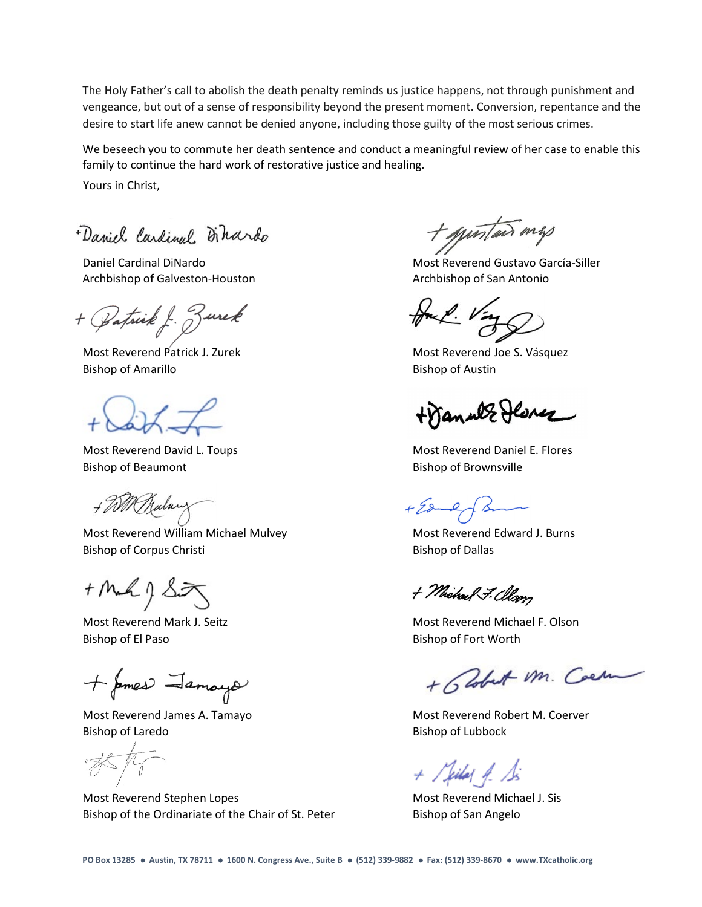The Holy Father's call to abolish the death penalty reminds us justice happens, not through punishment and vengeance, but out of a sense of responsibility beyond the present moment. Conversion, repentance and the desire to start life anew cannot be denied anyone, including those guilty of the most serious crimes.

We beseech you to commute her death sentence and conduct a meaningful review of her case to enable this family to continue the hard work of restorative justice and healing.

Yours in Christ,

Daniel Cardinal DiNardo
Archbishop of Galveston-Houston

Most Reverend Gustavo García-Siller
Archbishop of San Antonio

Most Reverend Patrick J. Zurek
Bishop of Amarillo

Most Reverend Joe S. Vásquez
Bishop of Austin

Most Reverend David L. Toups
Bishop of Beaumont

Most Reverend Daniel E. Flores
Bishop of Brownsville

Most Reverend William Michael Mulvey
Bishop of Corpus Christi

Most Reverend Edward J. Burns
Bishop of Dallas

Most Reverend Mark J. Seitz
Bishop of El Paso

Most Reverend Michael F. Olson
Bishop of Fort Worth

Most Reverend James A. Tamayo
Bishop of Laredo

Most Reverend Robert M. Coerver
Bishop of Lubbock

Most Reverend Stephen Lopes
Bishop of the Ordinariate of the Chair of St. Peter

Most Reverend Michael J. Sis
Bishop of San Angelo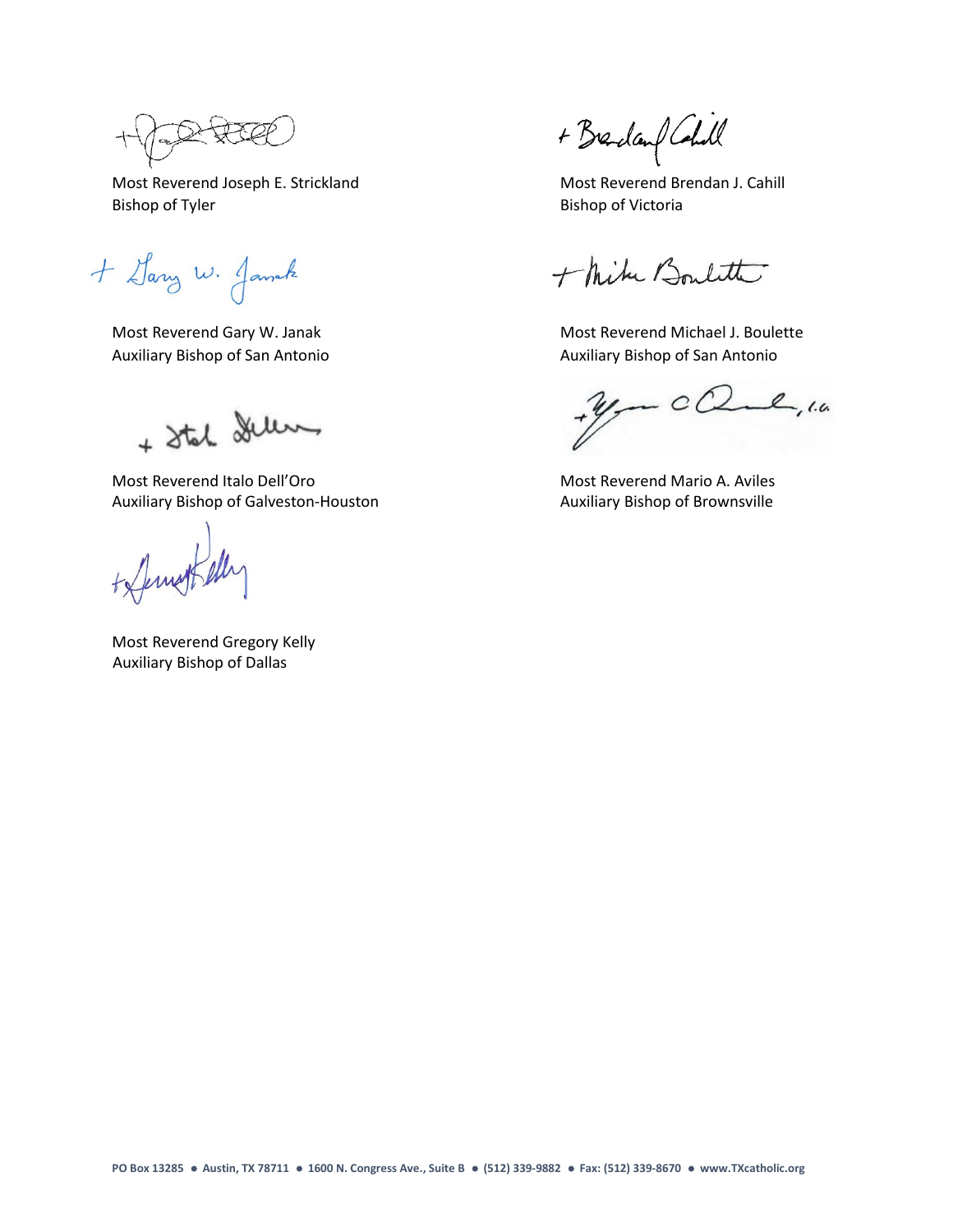Most Reverend Joseph E. Strickland
Bishop of Tyler

Most Reverend Brendan J. Cahill
Bishop of Victoria

Most Reverend Gary W. Janak
Auxiliary Bishop of San Antonio

Most Reverend Michael J. Boulette
Auxiliary Bishop of San Antonio

Most Reverend Italo Dell'Oro
Auxiliary Bishop of Galveston-Houston

Most Reverend Mario A. Aviles
Auxiliary Bishop of Brownsville

Most Reverend Gregory Kelly
Auxiliary Bishop of Dallas